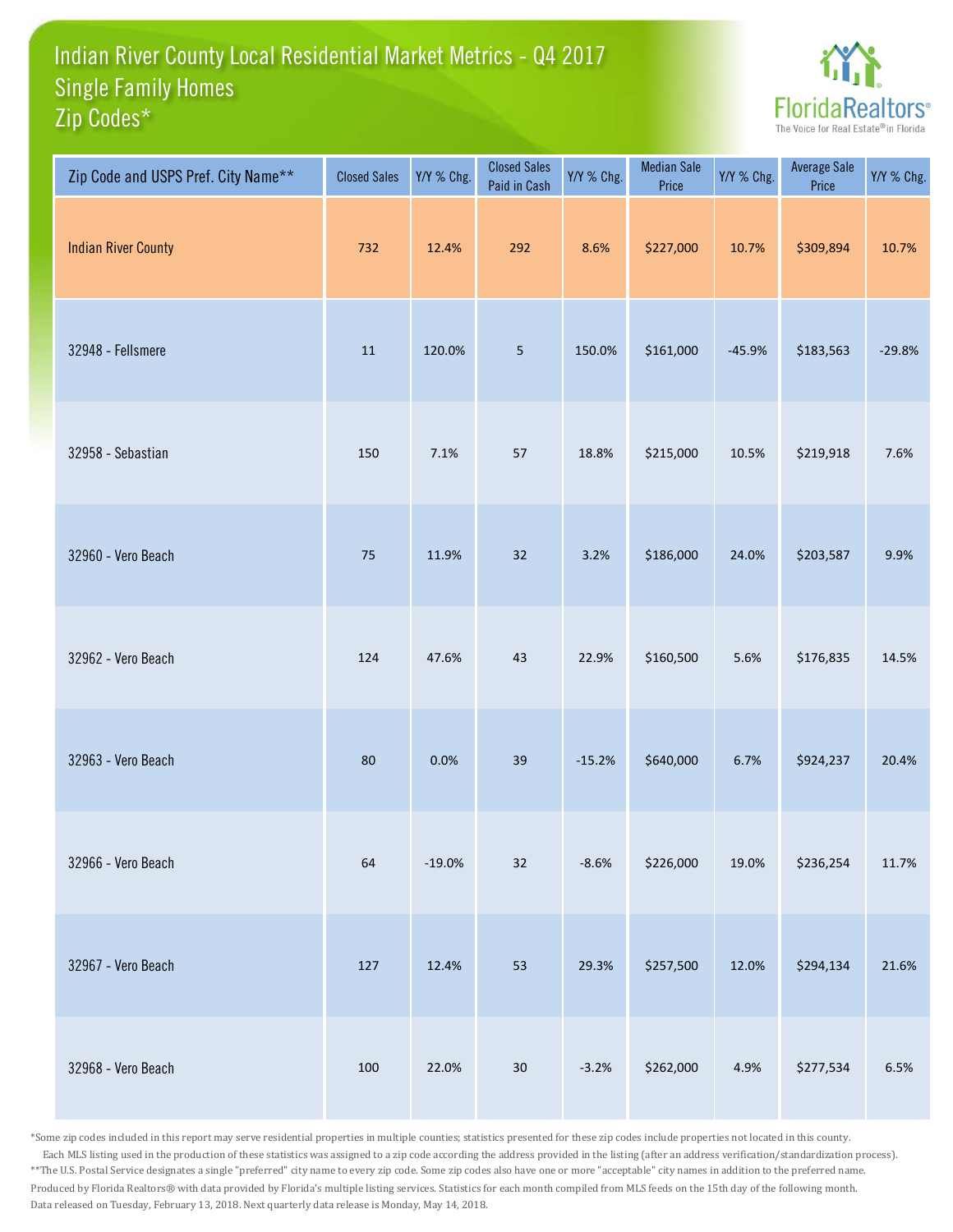# Indian River County Local Residential Market Metrics - Q4 2017
## Single Family Homes
## Zip Codes*

FloridaRealtors® The Voice for Real Estate® in Florida

| Zip Code and USPS Pref. City Name** | Closed Sales | Y/Y % Chg. | Closed Sales Paid in Cash | Y/Y % Chg. | Median Sale Price | Y/Y % Chg. | Average Sale Price | Y/Y % Chg. |
|---|---|---|---|---|---|---|---|---|
| Indian River County | 732 | 12.4% | 292 | 8.6% | $227,000 | 10.7% | $309,894 | 10.7% |
| 32948 - Fellsmere | 11 | 120.0% | 5 | 150.0% | $161,000 | -45.9% | $183,563 | -29.8% |
| 32958 - Sebastian | 150 | 7.1% | 57 | 18.8% | $215,000 | 10.5% | $219,918 | 7.6% |
| 32960 - Vero Beach | 75 | 11.9% | 32 | 3.2% | $186,000 | 24.0% | $203,587 | 9.9% |
| 32962 - Vero Beach | 124 | 47.6% | 43 | 22.9% | $160,500 | 5.6% | $176,835 | 14.5% |
| 32963 - Vero Beach | 80 | 0.0% | 39 | -15.2% | $640,000 | 6.7% | $924,237 | 20.4% |
| 32966 - Vero Beach | 64 | -19.0% | 32 | -8.6% | $226,000 | 19.0% | $236,254 | 11.7% |
| 32967 - Vero Beach | 127 | 12.4% | 53 | 29.3% | $257,500 | 12.0% | $294,134 | 21.6% |
| 32968 - Vero Beach | 100 | 22.0% | 30 | -3.2% | $262,000 | 4.9% | $277,534 | 6.5% |

*Some zip codes included in this report may serve residential properties in multiple counties; statistics presented for these zip codes include properties not located in this county. Each MLS listing used in the production of these statistics was assigned to a zip code according the address provided in the listing (after an address verification/standardization process).

**The U.S. Postal Service designates a single "preferred" city name to every zip code. Some zip codes also have one or more "acceptable" city names in addition to the preferred name.

Produced by Florida Realtors® with data provided by Florida's multiple listing services. Statistics for each month compiled from MLS feeds on the 15th day of the following month.

Data released on Tuesday, February 13, 2018. Next quarterly data release is Monday, May 14, 2018.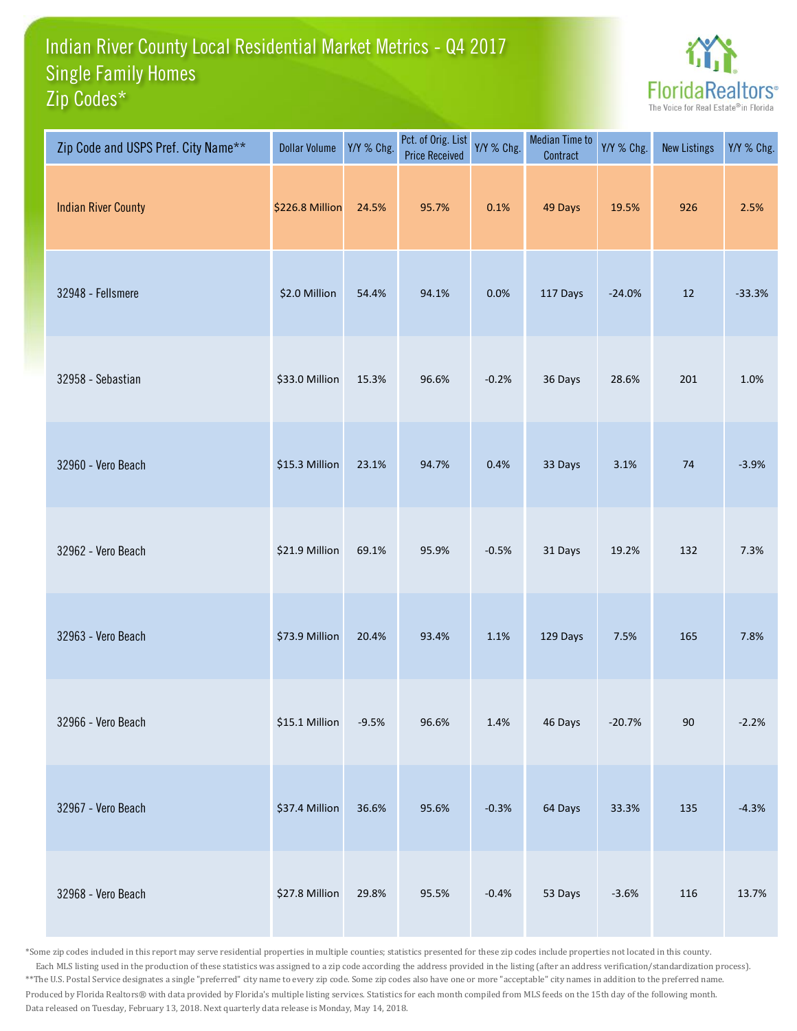# Indian River County Local Residential Market Metrics - Q4 2017
## Single Family Homes
## Zip Codes*

FloridaRealtors® The Voice for Real Estate® in Florida

| Zip Code and USPS Pref. City Name** | Dollar Volume | Y/Y % Chg. | Pct. of Orig. List Price Received | Y/Y % Chg. | Median Time to Contract | Y/Y % Chg. | New Listings | Y/Y % Chg. |
|---|---|---|---|---|---|---|---|---|
| Indian River County | $226.8 Million | 24.5% | 95.7% | 0.1% | 49 Days | 19.5% | 926 | 2.5% |
| 32948 - Fellsmere | $2.0 Million | 54.4% | 94.1% | 0.0% | 117 Days | -24.0% | 12 | -33.3% |
| 32958 - Sebastian | $33.0 Million | 15.3% | 96.6% | -0.2% | 36 Days | 28.6% | 201 | 1.0% |
| 32960 - Vero Beach | $15.3 Million | 23.1% | 94.7% | 0.4% | 33 Days | 3.1% | 74 | -3.9% |
| 32962 - Vero Beach | $21.9 Million | 69.1% | 95.9% | -0.5% | 31 Days | 19.2% | 132 | 7.3% |
| 32963 - Vero Beach | $73.9 Million | 20.4% | 93.4% | 1.1% | 129 Days | 7.5% | 165 | 7.8% |
| 32966 - Vero Beach | $15.1 Million | -9.5% | 96.6% | 1.4% | 46 Days | -20.7% | 90 | -2.2% |
| 32967 - Vero Beach | $37.4 Million | 36.6% | 95.6% | -0.3% | 64 Days | 33.3% | 135 | -4.3% |
| 32968 - Vero Beach | $27.8 Million | 29.8% | 95.5% | -0.4% | 53 Days | -3.6% | 116 | 13.7% |

*Some zip codes included in this report may serve residential properties in multiple counties; statistics presented for these zip codes include properties not located in this county.
Each MLS listing used in the production of these statistics was assigned to a zip code according the address provided in the listing (after an address verification/standardization process).
**The U.S. Postal Service designates a single "preferred" city name to every zip code. Some zip codes also have one or more "acceptable" city names in addition to the preferred name.
Produced by Florida Realtors® with data provided by Florida's multiple listing services. Statistics for each month compiled from MLS feeds on the 15th day of the following month.
Data released on Tuesday, February 13, 2018. Next quarterly data release is Monday, May 14, 2018.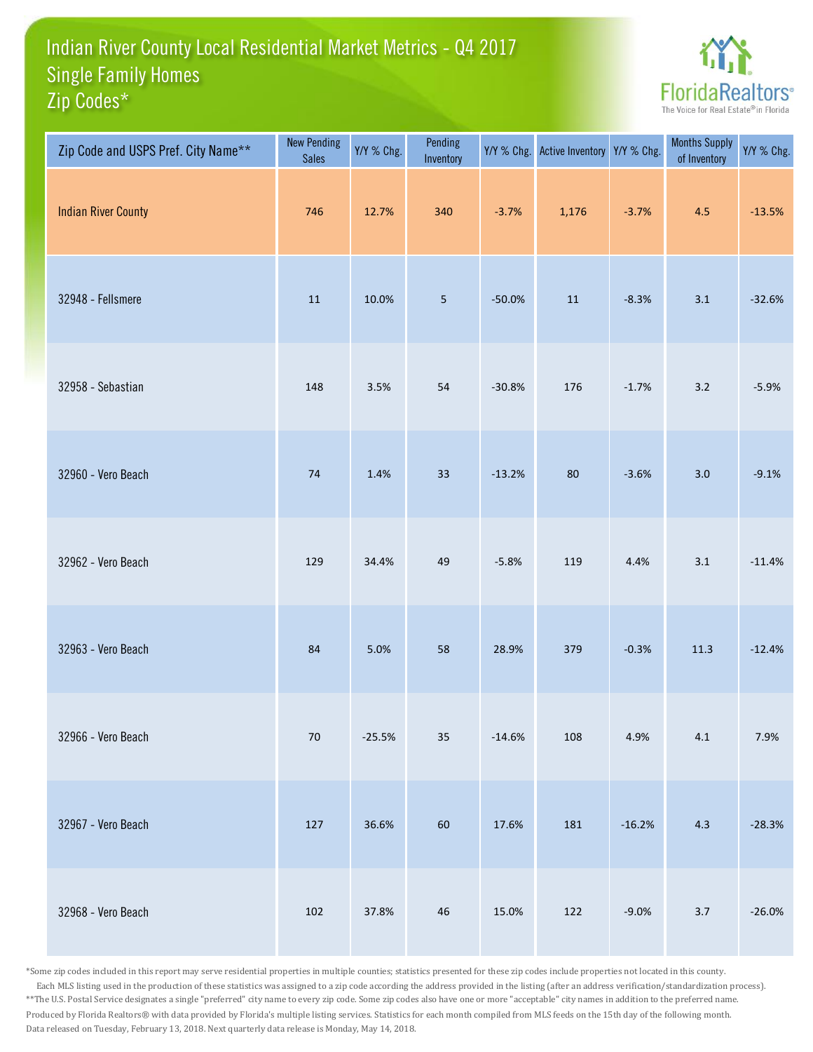# Indian River County Local Residential Market Metrics - Q4 2017
## Single Family Homes
## Zip Codes*

FloridaRealtors® The Voice for Real Estate® in Florida

| Zip Code and USPS Pref. City Name** | New Pending Sales | Y/Y % Chg. | Pending Inventory | Y/Y % Chg. | Active Inventory | Y/Y % Chg. | Months Supply of Inventory | Y/Y % Chg. |
|---|---|---|---|---|---|---|---|---|
| Indian River County | 746 | 12.7% | 340 | -3.7% | 1,176 | -3.7% | 4.5 | -13.5% |
| 32948 - Fellsmere | 11 | 10.0% | 5 | -50.0% | 11 | -8.3% | 3.1 | -32.6% |
| 32958 - Sebastian | 148 | 3.5% | 54 | -30.8% | 176 | -1.7% | 3.2 | -5.9% |
| 32960 - Vero Beach | 74 | 1.4% | 33 | -13.2% | 80 | -3.6% | 3.0 | -9.1% |
| 32962 - Vero Beach | 129 | 34.4% | 49 | -5.8% | 119 | 4.4% | 3.1 | -11.4% |
| 32963 - Vero Beach | 84 | 5.0% | 58 | 28.9% | 379 | -0.3% | 11.3 | -12.4% |
| 32966 - Vero Beach | 70 | -25.5% | 35 | -14.6% | 108 | 4.9% | 4.1 | 7.9% |
| 32967 - Vero Beach | 127 | 36.6% | 60 | 17.6% | 181 | -16.2% | 4.3 | -28.3% |
| 32968 - Vero Beach | 102 | 37.8% | 46 | 15.0% | 122 | -9.0% | 3.7 | -26.0% |

*Some zip codes included in this report may serve residential properties in multiple counties; statistics presented for these zip codes include properties not located in this county. Each MLS listing used in the production of these statistics was assigned to a zip code according the address provided in the listing (after an address verification/standardization process).

**The U.S. Postal Service designates a single "preferred" city name to every zip code. Some zip codes also have one or more "acceptable" city names in addition to the preferred name.

Produced by Florida Realtors® with data provided by Florida's multiple listing services. Statistics for each month compiled from MLS feeds on the 15th day of the following month.

Data released on Tuesday, February 13, 2018. Next quarterly data release is Monday, May 14, 2018.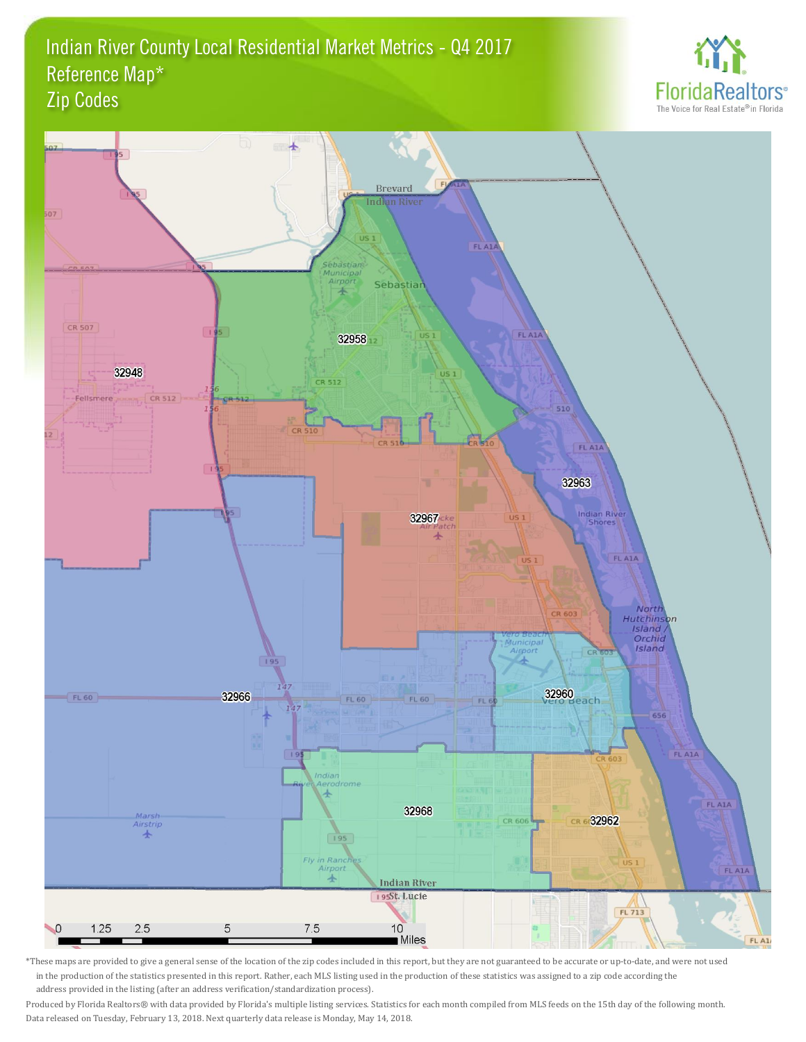# Indian River County Local Residential Market Metrics - Q4 2017

## Reference Map*

## Zip Codes

FloridaRealtors®
The Voice for Real Estate® in Florida

32948
32958
32963
32967
32966
32960
32968
32962

0 1.25 2.5 5 7.5 10 Miles

*These maps are provided to give a general sense of the location of the zip codes included in this report, but they are not guaranteed to be accurate or up-to-date, and were not used in the production of the statistics presented in this report. Rather, each MLS listing used in the production of these statistics was assigned to a zip code according the address provided in the listing (after an address verification/standardization process).

Produced by Florida Realtors® with data provided by Florida's multiple listing services. Statistics for each month compiled from MLS feeds on the 15th day of the following month. Data released on Tuesday, February 13, 2018. Next quarterly data release is Monday, May 14, 2018.